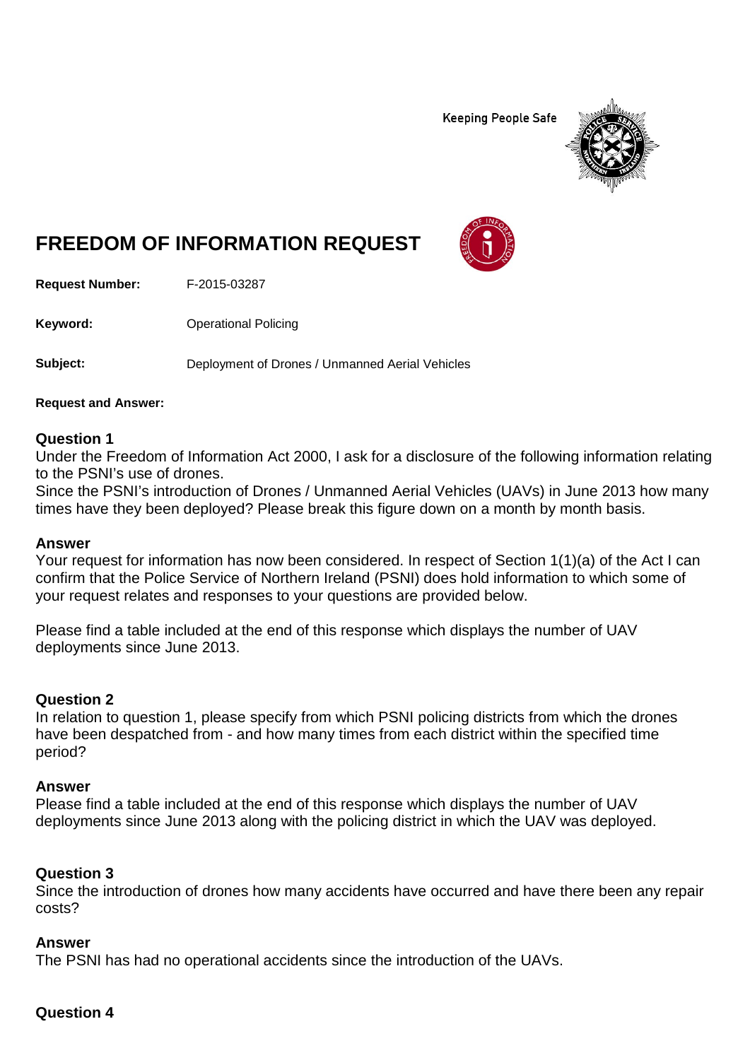Keeping People Safe

# FREEDOM OF INFORMATION REQUEST

**Request Number:** F-2015-03287

**Keyword:** Operational Policing

**Subject:** Deployment of Drones / Unmanned Aerial Vehicles

**Request and Answer:**

### Question 1

Under the Freedom of Information Act 2000, I ask for a disclosure of the following information relating to the PSNI's use of drones.
Since the PSNI's introduction of Drones / Unmanned Aerial Vehicles (UAVs) in June 2013 how many times have they been deployed? Please break this figure down on a month by month basis.

### Answer

Your request for information has now been considered. In respect of Section 1(1)(a) of the Act I can confirm that the Police Service of Northern Ireland (PSNI) does hold information to which some of your request relates and responses to your questions are provided below.

Please find a table included at the end of this response which displays the number of UAV deployments since June 2013.

### Question 2

In relation to question 1, please specify from which PSNI policing districts from which the drones have been despatched from - and how many times from each district within the specified time period?

### Answer

Please find a table included at the end of this response which displays the number of UAV deployments since June 2013 along with the policing district in which the UAV was deployed.

### Question 3

Since the introduction of drones how many accidents have occurred and have there been any repair costs?

### Answer

The PSNI has had no operational accidents since the introduction of the UAVs.

### Question 4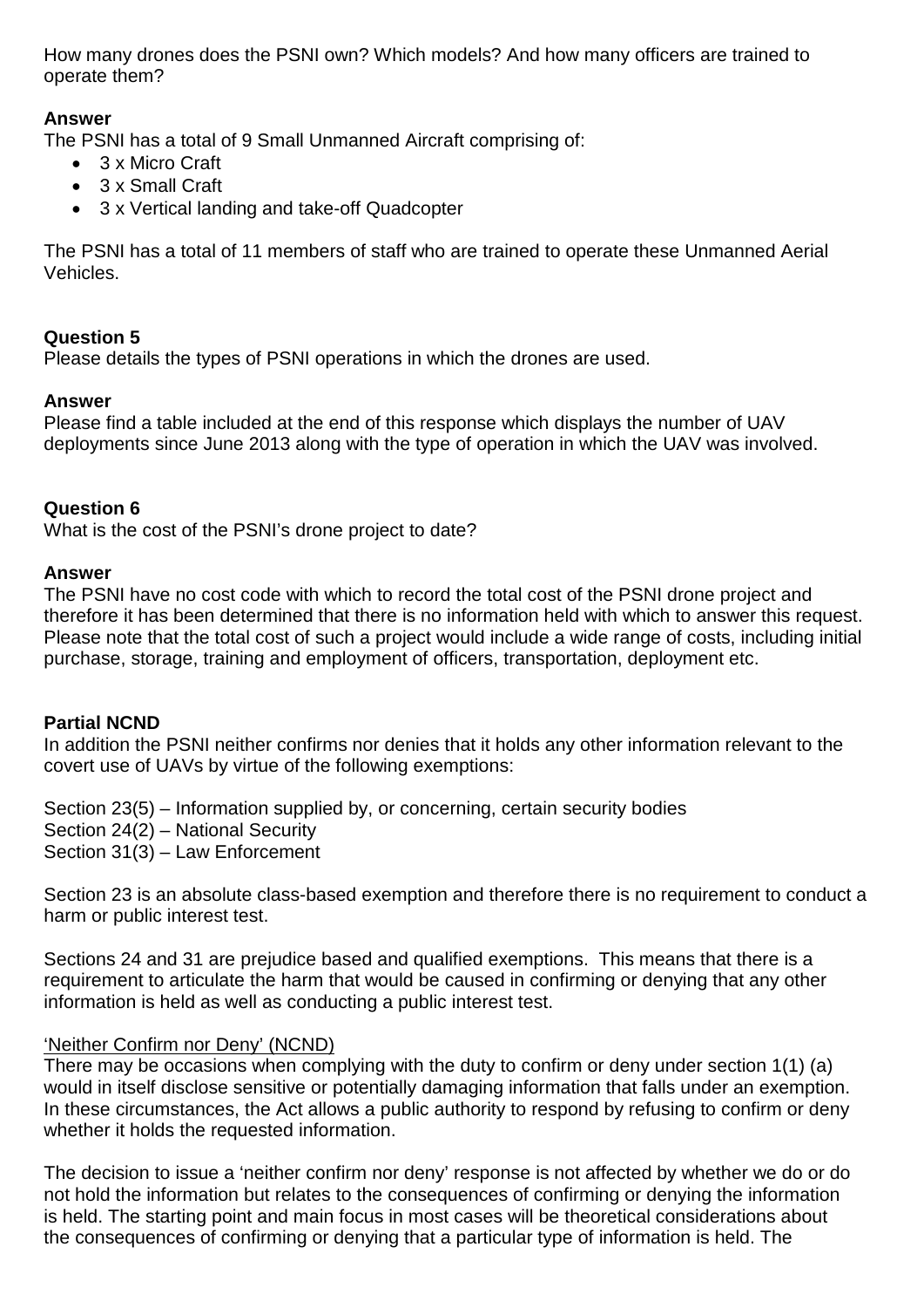How many drones does the PSNI own? Which models? And how many officers are trained to operate them?

**Answer**
The PSNI has a total of 9 Small Unmanned Aircraft comprising of:

- 3 x Micro Craft
- 3 x Small Craft
- 3 x Vertical landing and take-off Quadcopter

The PSNI has a total of 11 members of staff who are trained to operate these Unmanned Aerial Vehicles.

**Question 5**
Please details the types of PSNI operations in which the drones are used.

**Answer**
Please find a table included at the end of this response which displays the number of UAV deployments since June 2013 along with the type of operation in which the UAV was involved.

**Question 6**
What is the cost of the PSNI's drone project to date?

**Answer**
The PSNI have no cost code with which to record the total cost of the PSNI drone project and therefore it has been determined that there is no information held with which to answer this request. Please note that the total cost of such a project would include a wide range of costs, including initial purchase, storage, training and employment of officers, transportation, deployment etc.

**Partial NCND**
In addition the PSNI neither confirms nor denies that it holds any other information relevant to the covert use of UAVs by virtue of the following exemptions:

Section 23(5) – Information supplied by, or concerning, certain security bodies
Section 24(2) – National Security
Section 31(3) – Law Enforcement

Section 23 is an absolute class-based exemption and therefore there is no requirement to conduct a harm or public interest test.

Sections 24 and 31 are prejudice based and qualified exemptions. This means that there is a requirement to articulate the harm that would be caused in confirming or denying that any other information is held as well as conducting a public interest test.

'Neither Confirm nor Deny' (NCND)
There may be occasions when complying with the duty to confirm or deny under section 1(1) (a) would in itself disclose sensitive or potentially damaging information that falls under an exemption. In these circumstances, the Act allows a public authority to respond by refusing to confirm or deny whether it holds the requested information.

The decision to issue a 'neither confirm nor deny' response is not affected by whether we do or do not hold the information but relates to the consequences of confirming or denying the information is held. The starting point and main focus in most cases will be theoretical considerations about the consequences of confirming or denying that a particular type of information is held. The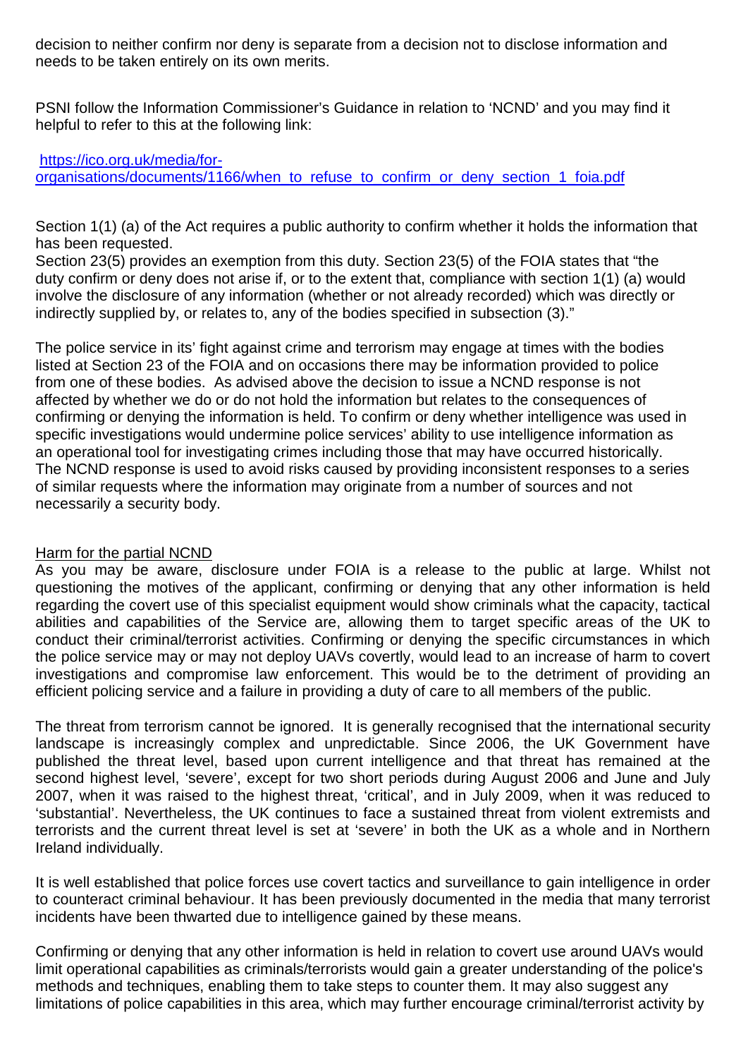decision to neither confirm nor deny is separate from a decision not to disclose information and needs to be taken entirely on its own merits.

PSNI follow the Information Commissioner's Guidance in relation to 'NCND' and you may find it helpful to refer to this at the following link:

[https://ico.org.uk/media/for-organisations/documents/1166/when_to_refuse_to_confirm_or_deny_section_1_foia.pdf](https://ico.org.uk/media/for-organisations/documents/1166/when_to_refuse_to_confirm_or_deny_section_1_foia.pdf)

Section 1(1) (a) of the Act requires a public authority to confirm whether it holds the information that has been requested.
Section 23(5) provides an exemption from this duty. Section 23(5) of the FOIA states that "the duty confirm or deny does not arise if, or to the extent that, compliance with section 1(1) (a) would involve the disclosure of any information (whether or not already recorded) which was directly or indirectly supplied by, or relates to, any of the bodies specified in subsection (3)."

The police service in its' fight against crime and terrorism may engage at times with the bodies listed at Section 23 of the FOIA and on occasions there may be information provided to police from one of these bodies. As advised above the decision to issue a NCND response is not affected by whether we do or do not hold the information but relates to the consequences of confirming or denying the information is held. To confirm or deny whether intelligence was used in specific investigations would undermine police services' ability to use intelligence information as an operational tool for investigating crimes including those that may have occurred historically. The NCND response is used to avoid risks caused by providing inconsistent responses to a series of similar requests where the information may originate from a number of sources and not necessarily a security body.

<u>Harm for the partial NCND</u>

As you may be aware, disclosure under FOIA is a release to the public at large. Whilst not questioning the motives of the applicant, confirming or denying that any other information is held regarding the covert use of this specialist equipment would show criminals what the capacity, tactical abilities and capabilities of the Service are, allowing them to target specific areas of the UK to conduct their criminal/terrorist activities. Confirming or denying the specific circumstances in which the police service may or may not deploy UAVs covertly, would lead to an increase of harm to covert investigations and compromise law enforcement. This would be to the detriment of providing an efficient policing service and a failure in providing a duty of care to all members of the public.

The threat from terrorism cannot be ignored. It is generally recognised that the international security landscape is increasingly complex and unpredictable. Since 2006, the UK Government have published the threat level, based upon current intelligence and that threat has remained at the second highest level, 'severe', except for two short periods during August 2006 and June and July 2007, when it was raised to the highest threat, 'critical', and in July 2009, when it was reduced to 'substantial'. Nevertheless, the UK continues to face a sustained threat from violent extremists and terrorists and the current threat level is set at 'severe' in both the UK as a whole and in Northern Ireland individually.

It is well established that police forces use covert tactics and surveillance to gain intelligence in order to counteract criminal behaviour. It has been previously documented in the media that many terrorist incidents have been thwarted due to intelligence gained by these means.

Confirming or denying that any other information is held in relation to covert use around UAVs would limit operational capabilities as criminals/terrorists would gain a greater understanding of the police's methods and techniques, enabling them to take steps to counter them. It may also suggest any limitations of police capabilities in this area, which may further encourage criminal/terrorist activity by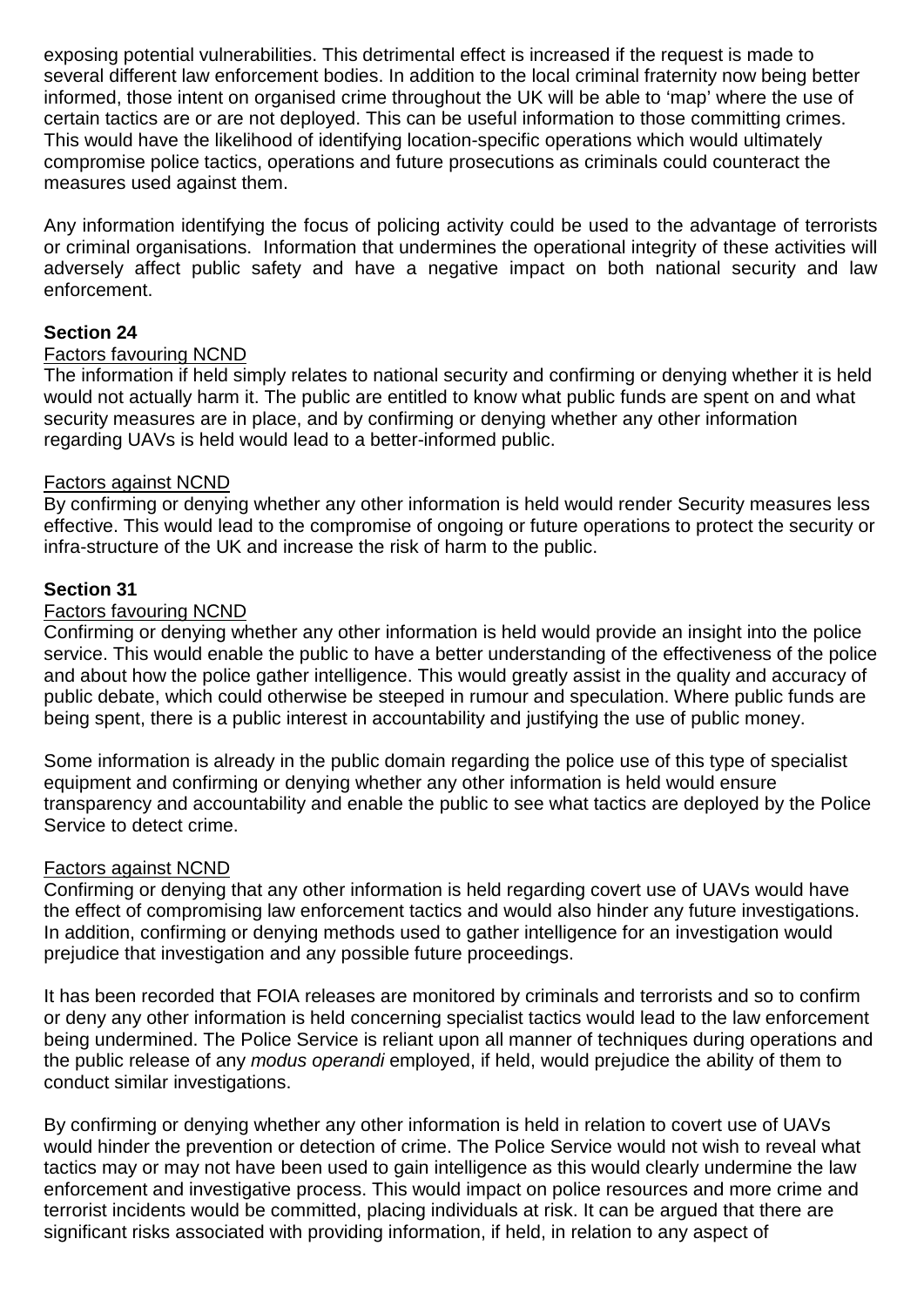exposing potential vulnerabilities. This detrimental effect is increased if the request is made to several different law enforcement bodies. In addition to the local criminal fraternity now being better informed, those intent on organised crime throughout the UK will be able to 'map' where the use of certain tactics are or are not deployed. This can be useful information to those committing crimes. This would have the likelihood of identifying location-specific operations which would ultimately compromise police tactics, operations and future prosecutions as criminals could counteract the measures used against them.

Any information identifying the focus of policing activity could be used to the advantage of terrorists or criminal organisations. Information that undermines the operational integrity of these activities will adversely affect public safety and have a negative impact on both national security and law enforcement.

**Section 24**

Factors favouring NCND

The information if held simply relates to national security and confirming or denying whether it is held would not actually harm it. The public are entitled to know what public funds are spent on and what security measures are in place, and by confirming or denying whether any other information regarding UAVs is held would lead to a better-informed public.

Factors against NCND

By confirming or denying whether any other information is held would render Security measures less effective. This would lead to the compromise of ongoing or future operations to protect the security or infra-structure of the UK and increase the risk of harm to the public.

**Section 31**

Factors favouring NCND

Confirming or denying whether any other information is held would provide an insight into the police service. This would enable the public to have a better understanding of the effectiveness of the police and about how the police gather intelligence. This would greatly assist in the quality and accuracy of public debate, which could otherwise be steeped in rumour and speculation. Where public funds are being spent, there is a public interest in accountability and justifying the use of public money.

Some information is already in the public domain regarding the police use of this type of specialist equipment and confirming or denying whether any other information is held would ensure transparency and accountability and enable the public to see what tactics are deployed by the Police Service to detect crime.

Factors against NCND

Confirming or denying that any other information is held regarding covert use of UAVs would have the effect of compromising law enforcement tactics and would also hinder any future investigations. In addition, confirming or denying methods used to gather intelligence for an investigation would prejudice that investigation and any possible future proceedings.

It has been recorded that FOIA releases are monitored by criminals and terrorists and so to confirm or deny any other information is held concerning specialist tactics would lead to the law enforcement being undermined. The Police Service is reliant upon all manner of techniques during operations and the public release of any *modus operandi* employed, if held, would prejudice the ability of them to conduct similar investigations.

By confirming or denying whether any other information is held in relation to covert use of UAVs would hinder the prevention or detection of crime. The Police Service would not wish to reveal what tactics may or may not have been used to gain intelligence as this would clearly undermine the law enforcement and investigative process. This would impact on police resources and more crime and terrorist incidents would be committed, placing individuals at risk. It can be argued that there are significant risks associated with providing information, if held, in relation to any aspect of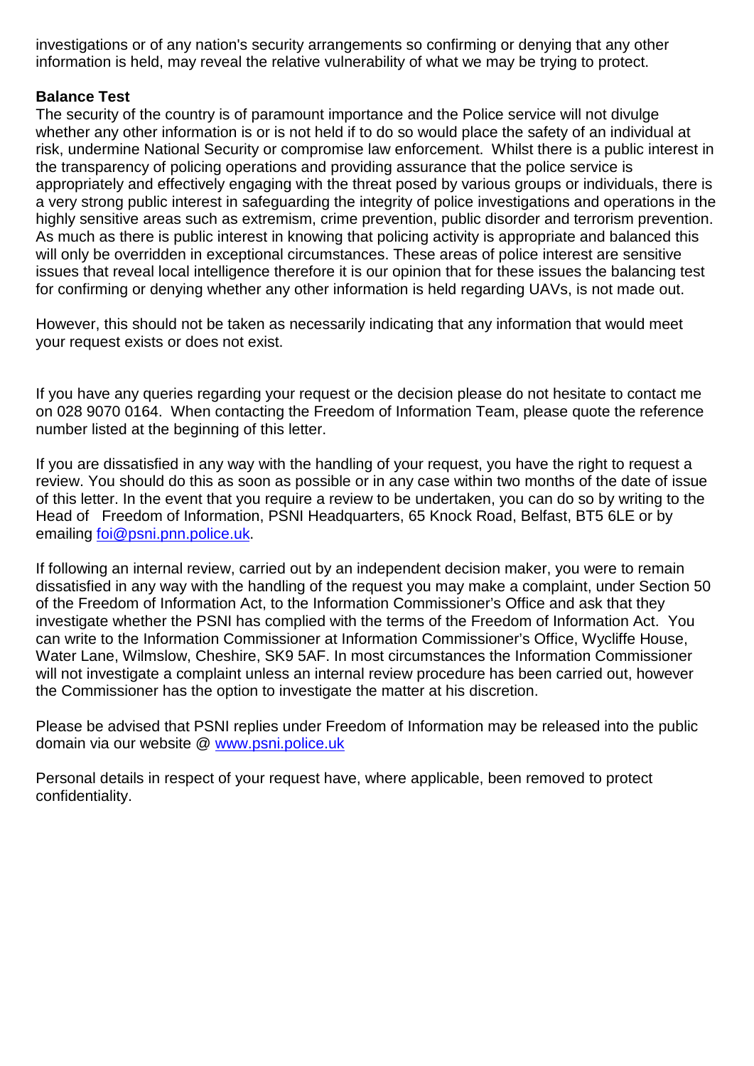investigations or of any nation's security arrangements so confirming or denying that any other information is held, may reveal the relative vulnerability of what we may be trying to protect.

**Balance Test**

The security of the country is of paramount importance and the Police service will not divulge whether any other information is or is not held if to do so would place the safety of an individual at risk, undermine National Security or compromise law enforcement. Whilst there is a public interest in the transparency of policing operations and providing assurance that the police service is appropriately and effectively engaging with the threat posed by various groups or individuals, there is a very strong public interest in safeguarding the integrity of police investigations and operations in the highly sensitive areas such as extremism, crime prevention, public disorder and terrorism prevention. As much as there is public interest in knowing that policing activity is appropriate and balanced this will only be overridden in exceptional circumstances. These areas of police interest are sensitive issues that reveal local intelligence therefore it is our opinion that for these issues the balancing test for confirming or denying whether any other information is held regarding UAVs, is not made out.

However, this should not be taken as necessarily indicating that any information that would meet your request exists or does not exist.

If you have any queries regarding your request or the decision please do not hesitate to contact me on 028 9070 0164. When contacting the Freedom of Information Team, please quote the reference number listed at the beginning of this letter.

If you are dissatisfied in any way with the handling of your request, you have the right to request a review. You should do this as soon as possible or in any case within two months of the date of issue of this letter. In the event that you require a review to be undertaken, you can do so by writing to the Head of Freedom of Information, PSNI Headquarters, 65 Knock Road, Belfast, BT5 6LE or by emailing foi@psni.pnn.police.uk.

If following an internal review, carried out by an independent decision maker, you were to remain dissatisfied in any way with the handling of the request you may make a complaint, under Section 50 of the Freedom of Information Act, to the Information Commissioner's Office and ask that they investigate whether the PSNI has complied with the terms of the Freedom of Information Act. You can write to the Information Commissioner at Information Commissioner's Office, Wycliffe House, Water Lane, Wilmslow, Cheshire, SK9 5AF. In most circumstances the Information Commissioner will not investigate a complaint unless an internal review procedure has been carried out, however the Commissioner has the option to investigate the matter at his discretion.

Please be advised that PSNI replies under Freedom of Information may be released into the public domain via our website @ www.psni.police.uk

Personal details in respect of your request have, where applicable, been removed to protect confidentiality.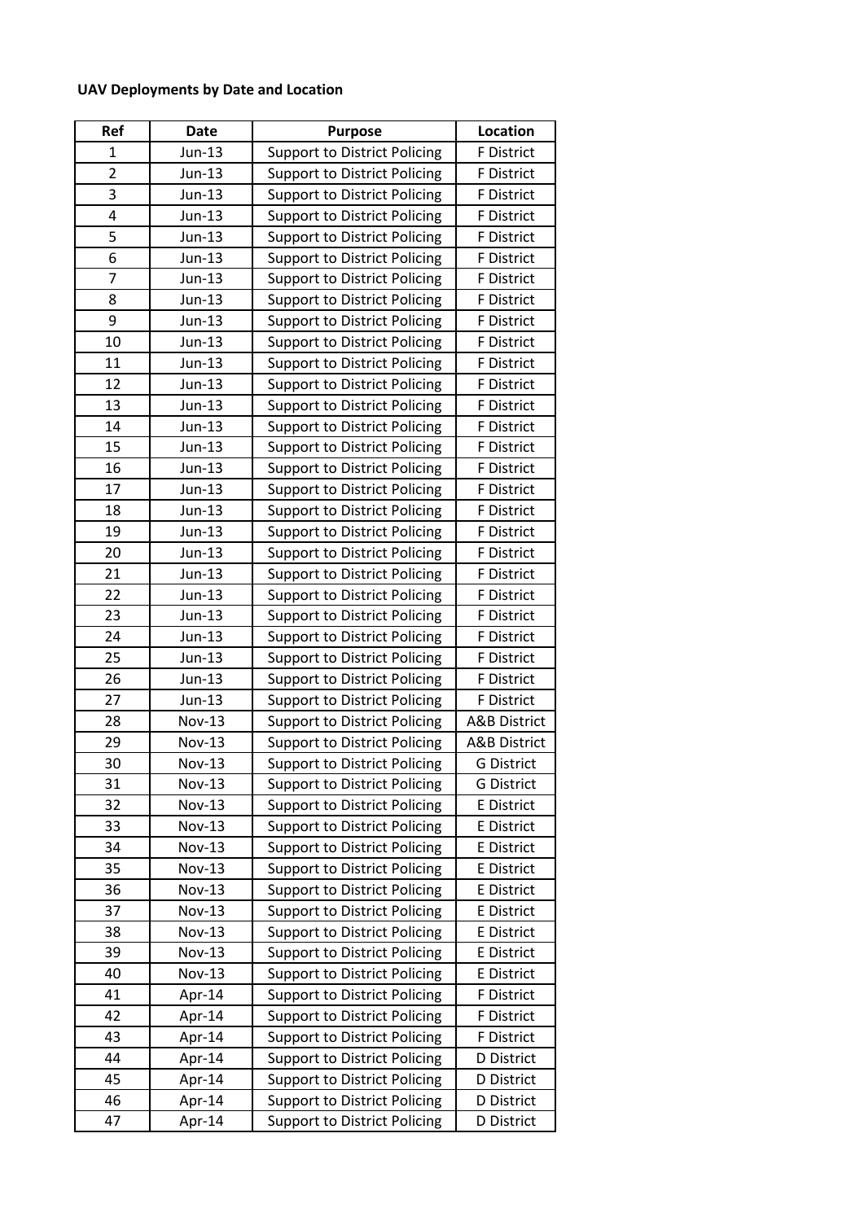**UAV Deployments by Date and Location**

| Ref | Date | Purpose | Location |
|---|---|---|---|
| 1 | Jun-13 | Support to District Policing | F District |
| 2 | Jun-13 | Support to District Policing | F District |
| 3 | Jun-13 | Support to District Policing | F District |
| 4 | Jun-13 | Support to District Policing | F District |
| 5 | Jun-13 | Support to District Policing | F District |
| 6 | Jun-13 | Support to District Policing | F District |
| 7 | Jun-13 | Support to District Policing | F District |
| 8 | Jun-13 | Support to District Policing | F District |
| 9 | Jun-13 | Support to District Policing | F District |
| 10 | Jun-13 | Support to District Policing | F District |
| 11 | Jun-13 | Support to District Policing | F District |
| 12 | Jun-13 | Support to District Policing | F District |
| 13 | Jun-13 | Support to District Policing | F District |
| 14 | Jun-13 | Support to District Policing | F District |
| 15 | Jun-13 | Support to District Policing | F District |
| 16 | Jun-13 | Support to District Policing | F District |
| 17 | Jun-13 | Support to District Policing | F District |
| 18 | Jun-13 | Support to District Policing | F District |
| 19 | Jun-13 | Support to District Policing | F District |
| 20 | Jun-13 | Support to District Policing | F District |
| 21 | Jun-13 | Support to District Policing | F District |
| 22 | Jun-13 | Support to District Policing | F District |
| 23 | Jun-13 | Support to District Policing | F District |
| 24 | Jun-13 | Support to District Policing | F District |
| 25 | Jun-13 | Support to District Policing | F District |
| 26 | Jun-13 | Support to District Policing | F District |
| 27 | Jun-13 | Support to District Policing | F District |
| 28 | Nov-13 | Support to District Policing | A&B District |
| 29 | Nov-13 | Support to District Policing | A&B District |
| 30 | Nov-13 | Support to District Policing | G District |
| 31 | Nov-13 | Support to District Policing | G District |
| 32 | Nov-13 | Support to District Policing | E District |
| 33 | Nov-13 | Support to District Policing | E District |
| 34 | Nov-13 | Support to District Policing | E District |
| 35 | Nov-13 | Support to District Policing | E District |
| 36 | Nov-13 | Support to District Policing | E District |
| 37 | Nov-13 | Support to District Policing | E District |
| 38 | Nov-13 | Support to District Policing | E District |
| 39 | Nov-13 | Support to District Policing | E District |
| 40 | Nov-13 | Support to District Policing | E District |
| 41 | Apr-14 | Support to District Policing | F District |
| 42 | Apr-14 | Support to District Policing | F District |
| 43 | Apr-14 | Support to District Policing | F District |
| 44 | Apr-14 | Support to District Policing | D District |
| 45 | Apr-14 | Support to District Policing | D District |
| 46 | Apr-14 | Support to District Policing | D District |
| 47 | Apr-14 | Support to District Policing | D District |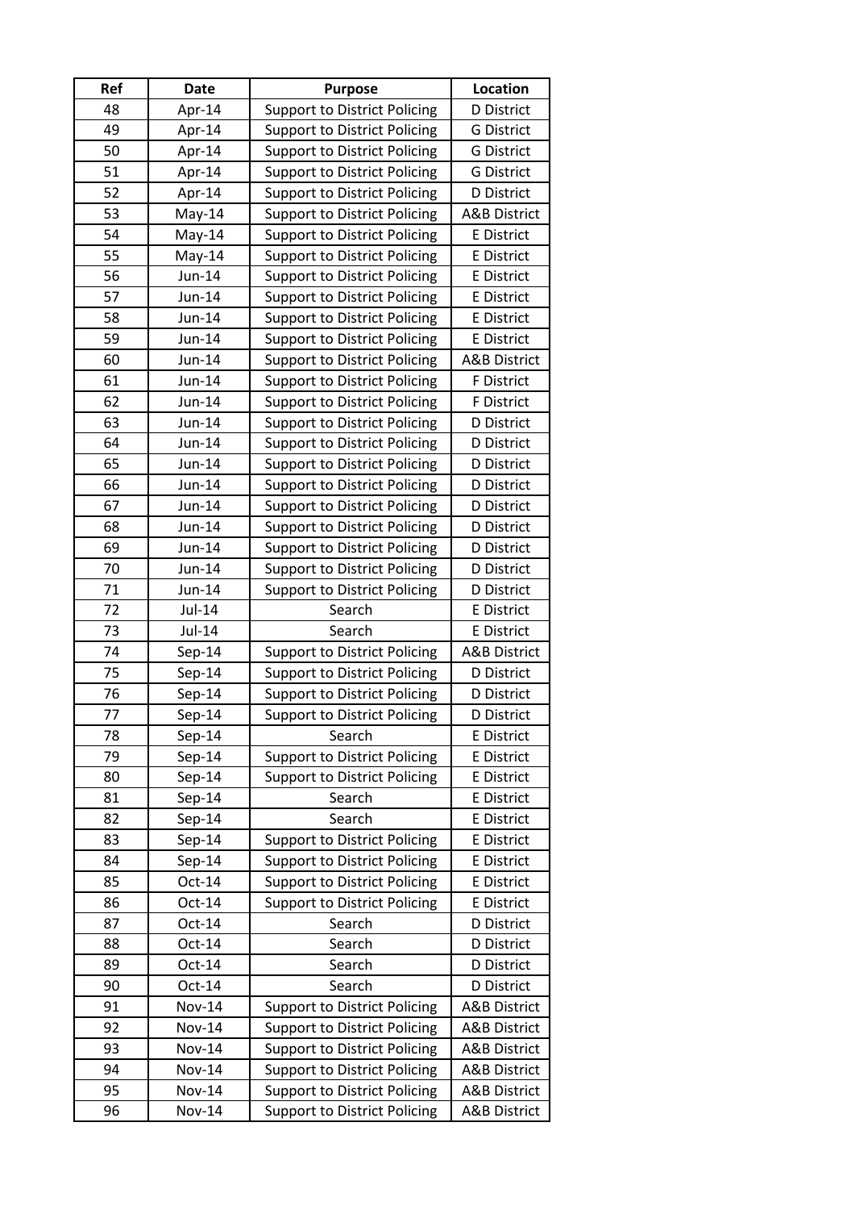| Ref | Date | Purpose | Location |
|---|---|---|---|
| 48 | Apr-14 | Support to District Policing | D District |
| 49 | Apr-14 | Support to District Policing | G District |
| 50 | Apr-14 | Support to District Policing | G District |
| 51 | Apr-14 | Support to District Policing | G District |
| 52 | Apr-14 | Support to District Policing | D District |
| 53 | May-14 | Support to District Policing | A&B District |
| 54 | May-14 | Support to District Policing | E District |
| 55 | May-14 | Support to District Policing | E District |
| 56 | Jun-14 | Support to District Policing | E District |
| 57 | Jun-14 | Support to District Policing | E District |
| 58 | Jun-14 | Support to District Policing | E District |
| 59 | Jun-14 | Support to District Policing | E District |
| 60 | Jun-14 | Support to District Policing | A&B District |
| 61 | Jun-14 | Support to District Policing | F District |
| 62 | Jun-14 | Support to District Policing | F District |
| 63 | Jun-14 | Support to District Policing | D District |
| 64 | Jun-14 | Support to District Policing | D District |
| 65 | Jun-14 | Support to District Policing | D District |
| 66 | Jun-14 | Support to District Policing | D District |
| 67 | Jun-14 | Support to District Policing | D District |
| 68 | Jun-14 | Support to District Policing | D District |
| 69 | Jun-14 | Support to District Policing | D District |
| 70 | Jun-14 | Support to District Policing | D District |
| 71 | Jun-14 | Support to District Policing | D District |
| 72 | Jul-14 | Search | E District |
| 73 | Jul-14 | Search | E District |
| 74 | Sep-14 | Support to District Policing | A&B District |
| 75 | Sep-14 | Support to District Policing | D District |
| 76 | Sep-14 | Support to District Policing | D District |
| 77 | Sep-14 | Support to District Policing | D District |
| 78 | Sep-14 | Search | E District |
| 79 | Sep-14 | Support to District Policing | E District |
| 80 | Sep-14 | Support to District Policing | E District |
| 81 | Sep-14 | Search | E District |
| 82 | Sep-14 | Search | E District |
| 83 | Sep-14 | Support to District Policing | E District |
| 84 | Sep-14 | Support to District Policing | E District |
| 85 | Oct-14 | Support to District Policing | E District |
| 86 | Oct-14 | Support to District Policing | E District |
| 87 | Oct-14 | Search | D District |
| 88 | Oct-14 | Search | D District |
| 89 | Oct-14 | Search | D District |
| 90 | Oct-14 | Search | D District |
| 91 | Nov-14 | Support to District Policing | A&B District |
| 92 | Nov-14 | Support to District Policing | A&B District |
| 93 | Nov-14 | Support to District Policing | A&B District |
| 94 | Nov-14 | Support to District Policing | A&B District |
| 95 | Nov-14 | Support to District Policing | A&B District |
| 96 | Nov-14 | Support to District Policing | A&B District |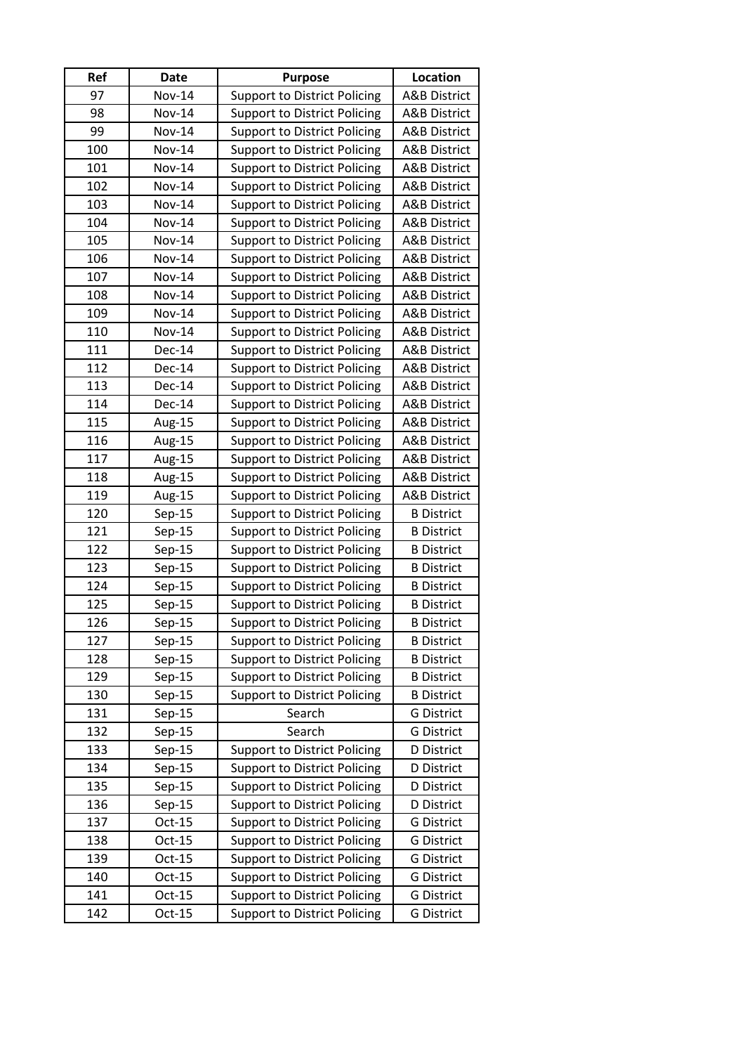| Ref | Date | Purpose | Location |
|---|---|---|---|
| 97 | Nov-14 | Support to District Policing | A&B District |
| 98 | Nov-14 | Support to District Policing | A&B District |
| 99 | Nov-14 | Support to District Policing | A&B District |
| 100 | Nov-14 | Support to District Policing | A&B District |
| 101 | Nov-14 | Support to District Policing | A&B District |
| 102 | Nov-14 | Support to District Policing | A&B District |
| 103 | Nov-14 | Support to District Policing | A&B District |
| 104 | Nov-14 | Support to District Policing | A&B District |
| 105 | Nov-14 | Support to District Policing | A&B District |
| 106 | Nov-14 | Support to District Policing | A&B District |
| 107 | Nov-14 | Support to District Policing | A&B District |
| 108 | Nov-14 | Support to District Policing | A&B District |
| 109 | Nov-14 | Support to District Policing | A&B District |
| 110 | Nov-14 | Support to District Policing | A&B District |
| 111 | Dec-14 | Support to District Policing | A&B District |
| 112 | Dec-14 | Support to District Policing | A&B District |
| 113 | Dec-14 | Support to District Policing | A&B District |
| 114 | Dec-14 | Support to District Policing | A&B District |
| 115 | Aug-15 | Support to District Policing | A&B District |
| 116 | Aug-15 | Support to District Policing | A&B District |
| 117 | Aug-15 | Support to District Policing | A&B District |
| 118 | Aug-15 | Support to District Policing | A&B District |
| 119 | Aug-15 | Support to District Policing | A&B District |
| 120 | Sep-15 | Support to District Policing | B District |
| 121 | Sep-15 | Support to District Policing | B District |
| 122 | Sep-15 | Support to District Policing | B District |
| 123 | Sep-15 | Support to District Policing | B District |
| 124 | Sep-15 | Support to District Policing | B District |
| 125 | Sep-15 | Support to District Policing | B District |
| 126 | Sep-15 | Support to District Policing | B District |
| 127 | Sep-15 | Support to District Policing | B District |
| 128 | Sep-15 | Support to District Policing | B District |
| 129 | Sep-15 | Support to District Policing | B District |
| 130 | Sep-15 | Support to District Policing | B District |
| 131 | Sep-15 | Search | G District |
| 132 | Sep-15 | Search | G District |
| 133 | Sep-15 | Support to District Policing | D District |
| 134 | Sep-15 | Support to District Policing | D District |
| 135 | Sep-15 | Support to District Policing | D District |
| 136 | Sep-15 | Support to District Policing | D District |
| 137 | Oct-15 | Support to District Policing | G District |
| 138 | Oct-15 | Support to District Policing | G District |
| 139 | Oct-15 | Support to District Policing | G District |
| 140 | Oct-15 | Support to District Policing | G District |
| 141 | Oct-15 | Support to District Policing | G District |
| 142 | Oct-15 | Support to District Policing | G District |